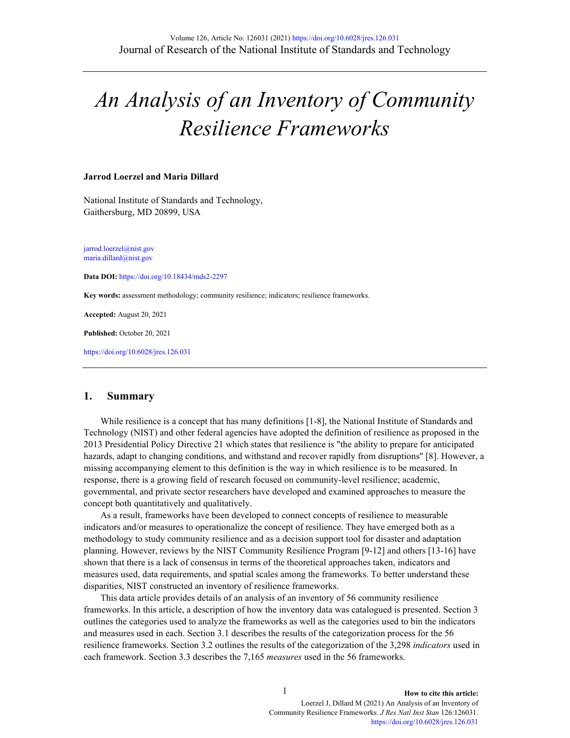# An Analysis of an Inventory of Community Resilience Frameworks

**Jarrod Loerzel and Maria Dillard**

National Institute of Standards and Technology,
Gaithersburg, MD 20899, USA

jarrod.loerzel@nist.gov
maria.dillard@nist.gov

**Data DOI:** https://doi.org/10.18434/mds2-2297

**Key words:** assessment methodology; community resilience; indicators; resilience frameworks.

**Accepted:** August 20, 2021

**Published:** October 20, 2021

https://doi.org/10.6028/jres.126.031

## 1. Summary

While resilience is a concept that has many definitions [1-8], the National Institute of Standards and Technology (NIST) and other federal agencies have adopted the definition of resilience as proposed in the 2013 Presidential Policy Directive 21 which states that resilience is "the ability to prepare for anticipated hazards, adapt to changing conditions, and withstand and recover rapidly from disruptions" [8]. However, a missing accompanying element to this definition is the way in which resilience is to be measured. In response, there is a growing field of research focused on community-level resilience; academic, governmental, and private sector researchers have developed and examined approaches to measure the concept both quantitatively and qualitatively.

As a result, frameworks have been developed to connect concepts of resilience to measurable indicators and/or measures to operationalize the concept of resilience. They have emerged both as a methodology to study community resilience and as a decision support tool for disaster and adaptation planning. However, reviews by the NIST Community Resilience Program [9-12] and others [13-16] have shown that there is a lack of consensus in terms of the theoretical approaches taken, indicators and measures used, data requirements, and spatial scales among the frameworks. To better understand these disparities, NIST constructed an inventory of resilience frameworks.

This data article provides details of an analysis of an inventory of 56 community resilience frameworks. In this article, a description of how the inventory data was catalogued is presented. Section 3 outlines the categories used to analyze the frameworks as well as the categories used to bin the indicators and measures used in each. Section 3.1 describes the results of the categorization process for the 56 resilience frameworks. Section 3.2 outlines the results of the categorization of the 3,298 *indicators* used in each framework. Section 3.3 describes the 7,165 *measures* used in the 56 frameworks.

**How to cite this article:**
Loerzel J, Dillard M (2021) An Analysis of an Inventory of Community Resilience Frameworks. *J Res Natl Inst Stan* 126:126031. https://doi.org/10.6028/jres.126.031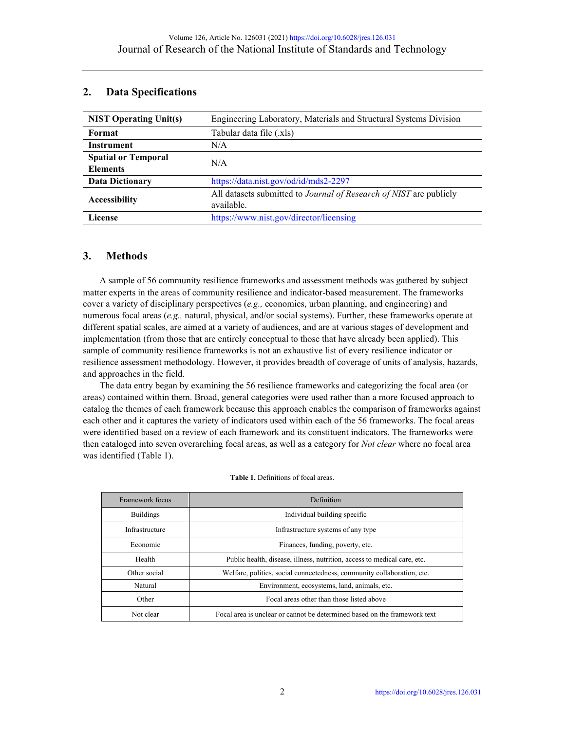## 2. Data Specifications

| | |
|---|---|
| **NIST Operating Unit(s)** | Engineering Laboratory, Materials and Structural Systems Division |
| **Format** | Tabular data file (.xls) |
| **Instrument** | N/A |
| **Spatial or Temporal Elements** | N/A |
| **Data Dictionary** | https://data.nist.gov/od/id/mds2-2297 |
| **Accessibility** | All datasets submitted to *Journal of Research of NIST* are publicly available. |
| **License** | https://www.nist.gov/director/licensing |

## 3. Methods

A sample of 56 community resilience frameworks and assessment methods was gathered by subject matter experts in the areas of community resilience and indicator-based measurement. The frameworks cover a variety of disciplinary perspectives (*e.g.,* economics, urban planning, and engineering) and numerous focal areas (*e.g.,* natural, physical, and/or social systems). Further, these frameworks operate at different spatial scales, are aimed at a variety of audiences, and are at various stages of development and implementation (from those that are entirely conceptual to those that have already been applied). This sample of community resilience frameworks is not an exhaustive list of every resilience indicator or resilience assessment methodology. However, it provides breadth of coverage of units of analysis, hazards, and approaches in the field.

The data entry began by examining the 56 resilience frameworks and categorizing the focal area (or areas) contained within them. Broad, general categories were used rather than a more focused approach to catalog the themes of each framework because this approach enables the comparison of frameworks against each other and it captures the variety of indicators used within each of the 56 frameworks. The focal areas were identified based on a review of each framework and its constituent indicators. The frameworks were then cataloged into seven overarching focal areas, as well as a category for *Not clear* where no focal area was identified (Table 1).

**Table 1.** Definitions of focal areas.

| Framework focus | Definition |
|---|---|
| Buildings | Individual building specific |
| Infrastructure | Infrastructure systems of any type |
| Economic | Finances, funding, poverty, etc. |
| Health | Public health, disease, illness, nutrition, access to medical care, etc. |
| Other social | Welfare, politics, social connectedness, community collaboration, etc. |
| Natural | Environment, ecosystems, land, animals, etc. |
| Other | Focal areas other than those listed above |
| Not clear | Focal area is unclear or cannot be determined based on the framework text |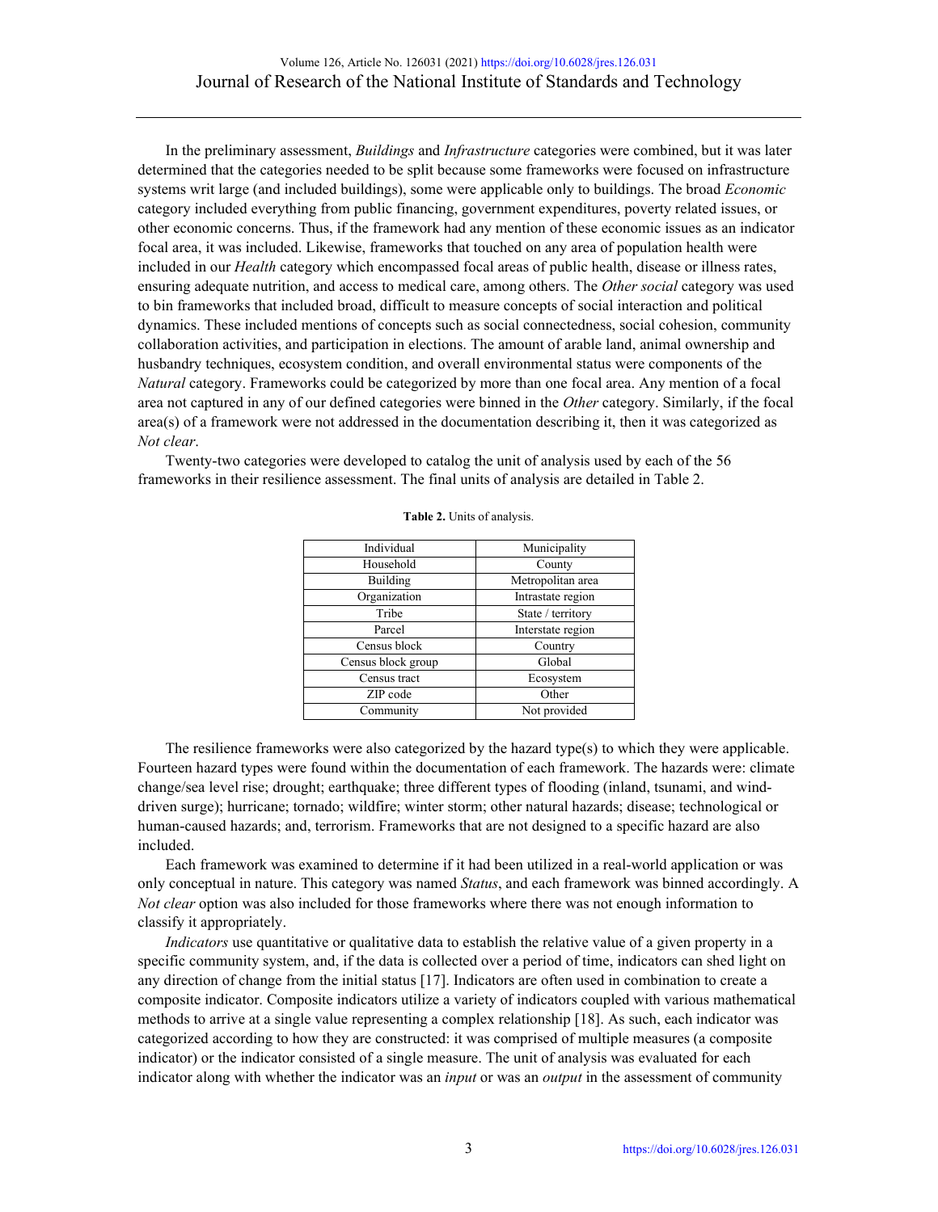In the preliminary assessment, *Buildings* and *Infrastructure* categories were combined, but it was later determined that the categories needed to be split because some frameworks were focused on infrastructure systems writ large (and included buildings), some were applicable only to buildings. The broad *Economic* category included everything from public financing, government expenditures, poverty related issues, or other economic concerns. Thus, if the framework had any mention of these economic issues as an indicator focal area, it was included. Likewise, frameworks that touched on any area of population health were included in our *Health* category which encompassed focal areas of public health, disease or illness rates, ensuring adequate nutrition, and access to medical care, among others. The *Other social* category was used to bin frameworks that included broad, difficult to measure concepts of social interaction and political dynamics. These included mentions of concepts such as social connectedness, social cohesion, community collaboration activities, and participation in elections. The amount of arable land, animal ownership and husbandry techniques, ecosystem condition, and overall environmental status were components of the *Natural* category. Frameworks could be categorized by more than one focal area. Any mention of a focal area not captured in any of our defined categories were binned in the *Other* category. Similarly, if the focal area(s) of a framework were not addressed in the documentation describing it, then it was categorized as *Not clear*.

Twenty-two categories were developed to catalog the unit of analysis used by each of the 56 frameworks in their resilience assessment. The final units of analysis are detailed in Table 2.

**Table 2.** Units of analysis.

| | |
|---|---|
| Individual | Municipality |
| Household | County |
| Building | Metropolitan area |
| Organization | Intrastate region |
| Tribe | State / territory |
| Parcel | Interstate region |
| Census block | Country |
| Census block group | Global |
| Census tract | Ecosystem |
| ZIP code | Other |
| Community | Not provided |

The resilience frameworks were also categorized by the hazard type(s) to which they were applicable. Fourteen hazard types were found within the documentation of each framework. The hazards were: climate change/sea level rise; drought; earthquake; three different types of flooding (inland, tsunami, and wind-driven surge); hurricane; tornado; wildfire; winter storm; other natural hazards; disease; technological or human-caused hazards; and, terrorism. Frameworks that are not designed to a specific hazard are also included.

Each framework was examined to determine if it had been utilized in a real-world application or was only conceptual in nature. This category was named *Status*, and each framework was binned accordingly. A *Not clear* option was also included for those frameworks where there was not enough information to classify it appropriately.

*Indicators* use quantitative or qualitative data to establish the relative value of a given property in a specific community system, and, if the data is collected over a period of time, indicators can shed light on any direction of change from the initial status [17]. Indicators are often used in combination to create a composite indicator. Composite indicators utilize a variety of indicators coupled with various mathematical methods to arrive at a single value representing a complex relationship [18]. As such, each indicator was categorized according to how they are constructed: it was comprised of multiple measures (a composite indicator) or the indicator consisted of a single measure. The unit of analysis was evaluated for each indicator along with whether the indicator was an *input* or was an *output* in the assessment of community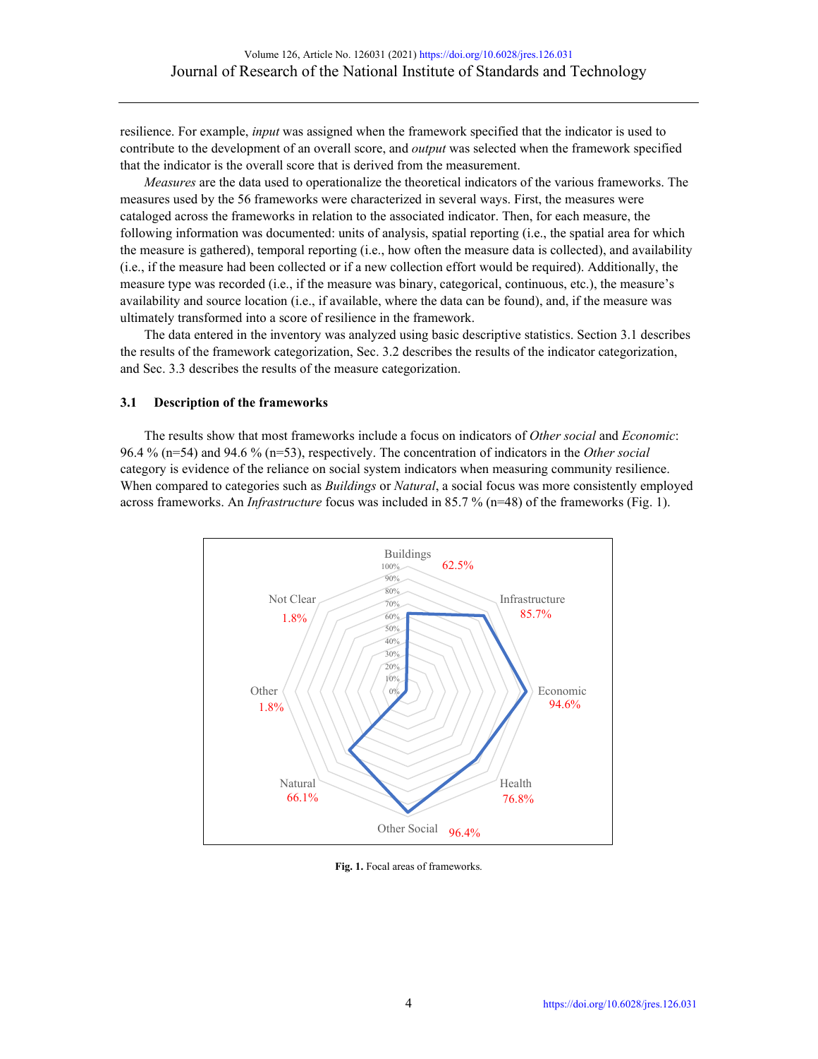resilience. For example, *input* was assigned when the framework specified that the indicator is used to contribute to the development of an overall score, and *output* was selected when the framework specified that the indicator is the overall score that is derived from the measurement.

*Measures* are the data used to operationalize the theoretical indicators of the various frameworks. The measures used by the 56 frameworks were characterized in several ways. First, the measures were cataloged across the frameworks in relation to the associated indicator. Then, for each measure, the following information was documented: units of analysis, spatial reporting (i.e., the spatial area for which the measure is gathered), temporal reporting (i.e., how often the measure data is collected), and availability (i.e., if the measure had been collected or if a new collection effort would be required). Additionally, the measure type was recorded (i.e., if the measure was binary, categorical, continuous, etc.), the measure's availability and source location (i.e., if available, where the data can be found), and, if the measure was ultimately transformed into a score of resilience in the framework.

The data entered in the inventory was analyzed using basic descriptive statistics. Section 3.1 describes the results of the framework categorization, Sec. 3.2 describes the results of the indicator categorization, and Sec. 3.3 describes the results of the measure categorization.

### 3.1 Description of the frameworks

The results show that most frameworks include a focus on indicators of *Other social* and *Economic*: 96.4 % (n=54) and 94.6 % (n=53), respectively. The concentration of indicators in the *Other social* category is evidence of the reliance on social system indicators when measuring community resilience. When compared to categories such as *Buildings* or *Natural*, a social focus was more consistently employed across frameworks. An *Infrastructure* focus was included in 85.7 % (n=48) of the frameworks (Fig. 1).

**Fig. 1.** Focal areas of frameworks.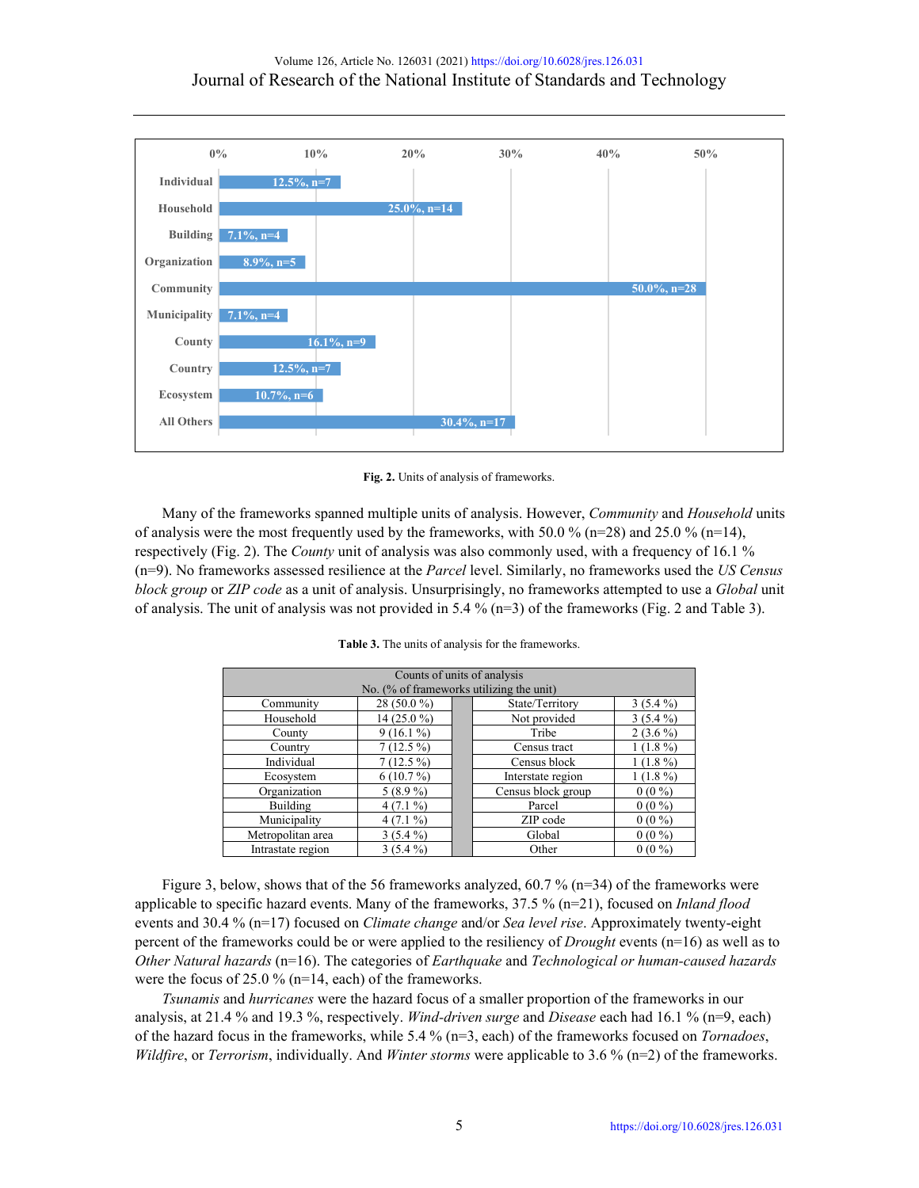Fig. 2. Units of analysis of frameworks.

Many of the frameworks spanned multiple units of analysis. However, *Community* and *Household* units of analysis were the most frequently used by the frameworks, with 50.0 % (n=28) and 25.0 % (n=14), respectively (Fig. 2). The *County* unit of analysis was also commonly used, with a frequency of 16.1 % (n=9). No frameworks assessed resilience at the *Parcel* level. Similarly, no frameworks used the *US Census block group* or *ZIP code* as a unit of analysis. Unsurprisingly, no frameworks attempted to use a *Global* unit of analysis. The unit of analysis was not provided in 5.4 % (n=3) of the frameworks (Fig. 2 and Table 3).

**Table 3.** The units of analysis for the frameworks.

| Counts of units of analysis No. (% of frameworks utilizing the unit) | | | | |
|---|---|---|---|---|
| Community | 28 (50.0 %) | | State/Territory | 3 (5.4 %) |
| Household | 14 (25.0 %) | | Not provided | 3 (5.4 %) |
| County | 9 (16.1 %) | | Tribe | 2 (3.6 %) |
| Country | 7 (12.5 %) | | Census tract | 1 (1.8 %) |
| Individual | 7 (12.5 %) | | Census block | 1 (1.8 %) |
| Ecosystem | 6 (10.7 %) | | Interstate region | 1 (1.8 %) |
| Organization | 5 (8.9 %) | | Census block group | 0 (0 %) |
| Building | 4 (7.1 %) | | Parcel | 0 (0 %) |
| Municipality | 4 (7.1 %) | | ZIP code | 0 (0 %) |
| Metropolitan area | 3 (5.4 %) | | Global | 0 (0 %) |
| Intrastate region | 3 (5.4 %) | | Other | 0 (0 %) |

Figure 3, below, shows that of the 56 frameworks analyzed, 60.7 % (n=34) of the frameworks were applicable to specific hazard events. Many of the frameworks, 37.5 % (n=21), focused on *Inland flood* events and 30.4 % (n=17) focused on *Climate change* and/or *Sea level rise*. Approximately twenty-eight percent of the frameworks could be or were applied to the resiliency of *Drought* events (n=16) as well as to *Other Natural hazards* (n=16). The categories of *Earthquake* and *Technological or human-caused hazards* were the focus of 25.0 % (n=14, each) of the frameworks.

*Tsunamis* and *hurricanes* were the hazard focus of a smaller proportion of the frameworks in our analysis, at 21.4 % and 19.3 %, respectively. *Wind-driven surge* and *Disease* each had 16.1 % (n=9, each) of the hazard focus in the frameworks, while 5.4 % (n=3, each) of the frameworks focused on *Tornadoes*, *Wildfire*, or *Terrorism*, individually. And *Winter storms* were applicable to 3.6 % (n=2) of the frameworks.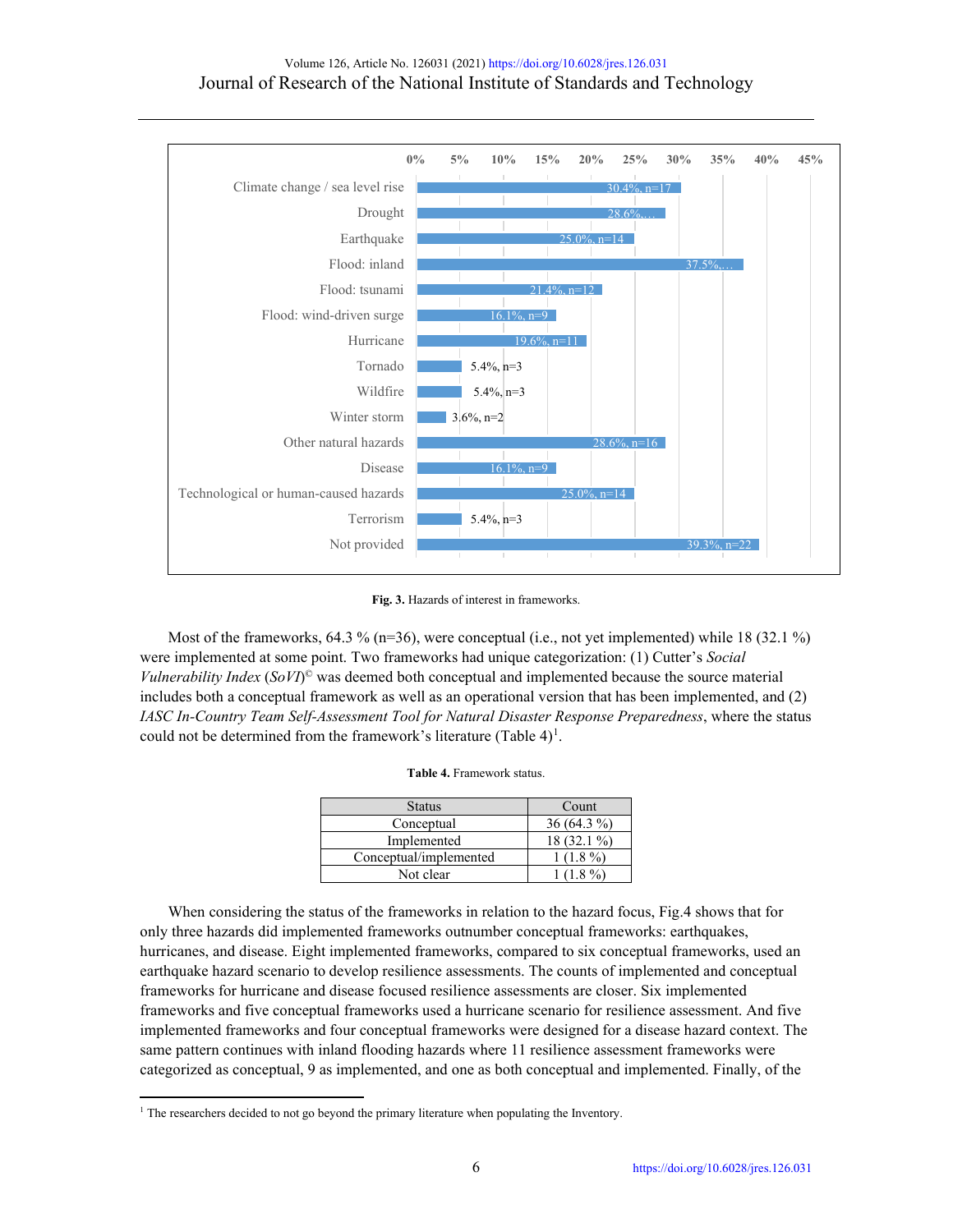| Hazard | Percentage |
| --- | --- |
| Climate change / sea level rise | 30.4%, n=17 |
| Drought | 28.6%,… |
| Earthquake | 25.0%, n=14 |
| Flood: inland | 37.5%,… |
| Flood: tsunami | 21.4%, n=12 |
| Flood: wind-driven surge | 16.1%, n=9 |
| Hurricane | 19.6%, n=11 |
| Tornado | 5.4%, n=3 |
| Wildfire | 5.4%, n=3 |
| Winter storm | 3.6%, n=2 |
| Other natural hazards | 28.6%, n=16 |
| Disease | 16.1%, n=9 |
| Technological or human-caused hazards | 25.0%, n=14 |
| Terrorism | 5.4%, n=3 |
| Not provided | 39.3%, n=22 |

**Fig. 3.** Hazards of interest in frameworks.

Most of the frameworks, 64.3 % (n=36), were conceptual (i.e., not yet implemented) while 18 (32.1 %) were implemented at some point. Two frameworks had unique categorization: (1) Cutter's *Social Vulnerability Index* (*SoVI*)© was deemed both conceptual and implemented because the source material includes both a conceptual framework as well as an operational version that has been implemented, and (2) *IASC In-Country Team Self-Assessment Tool for Natural Disaster Response Preparedness*, where the status could not be determined from the framework's literature (Table 4)[1].

**Table 4.** Framework status.

| Status | Count |
| --- | --- |
| Conceptual | 36 (64.3 %) |
| Implemented | 18 (32.1 %) |
| Conceptual/implemented | 1 (1.8 %) |
| Not clear | 1 (1.8 %) |

When considering the status of the frameworks in relation to the hazard focus, Fig.4 shows that for only three hazards did implemented frameworks outnumber conceptual frameworks: earthquakes, hurricanes, and disease. Eight implemented frameworks, compared to six conceptual frameworks, used an earthquake hazard scenario to develop resilience assessments. The counts of implemented and conceptual frameworks for hurricane and disease focused resilience assessments are closer. Six implemented frameworks and five conceptual frameworks used a hurricane scenario for resilience assessment. And five implemented frameworks and four conceptual frameworks were designed for a disease hazard context. The same pattern continues with inland flooding hazards where 11 resilience assessment frameworks were categorized as conceptual, 9 as implemented, and one as both conceptual and implemented. Finally, of the

[1] The researchers decided to not go beyond the primary literature when populating the Inventory.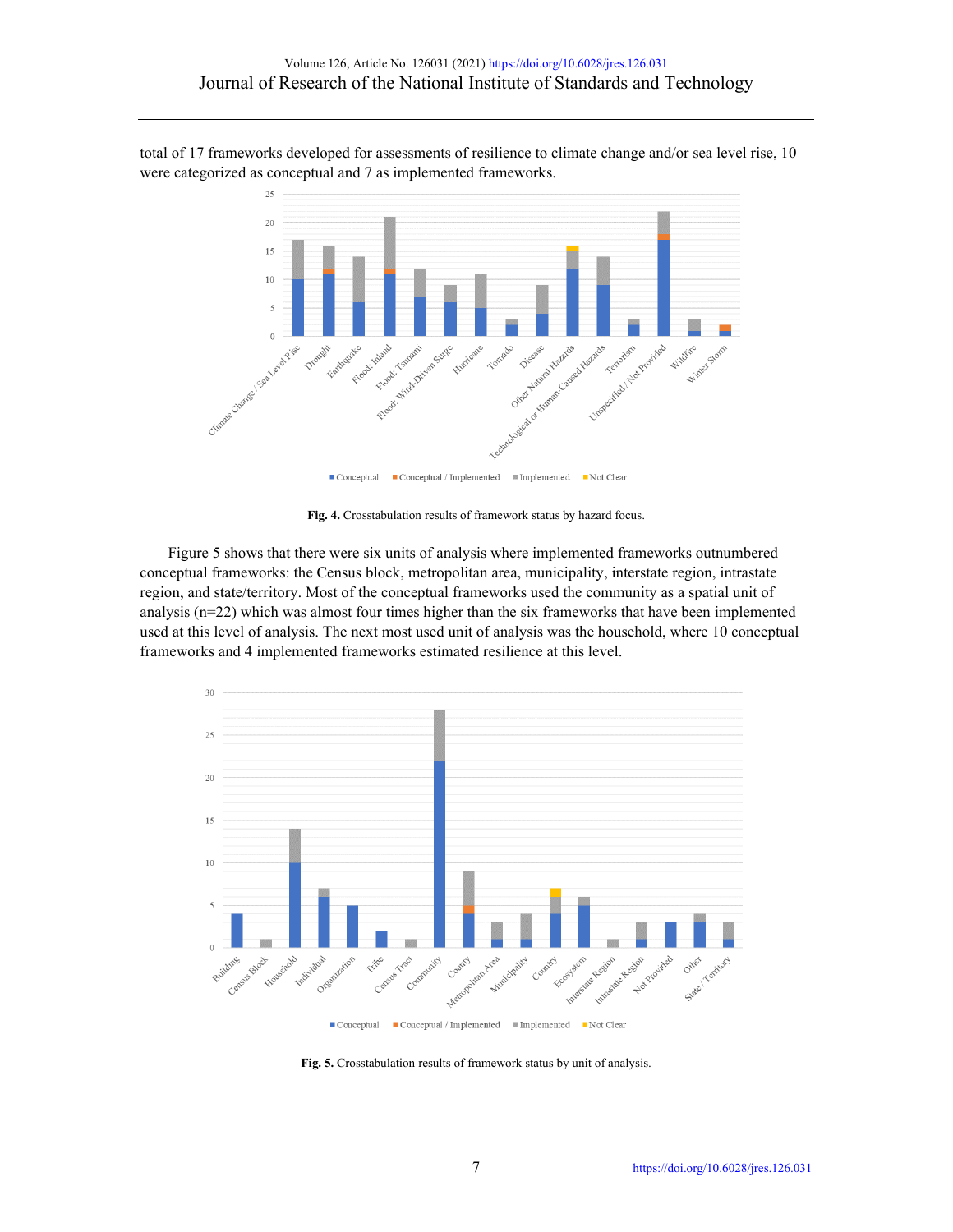total of 17 frameworks developed for assessments of resilience to climate change and/or sea level rise, 10 were categorized as conceptual and 7 as implemented frameworks.

**Fig. 4.** Crosstabulation results of framework status by hazard focus.

Figure 5 shows that there were six units of analysis where implemented frameworks outnumbered conceptual frameworks: the Census block, metropolitan area, municipality, interstate region, intrastate region, and state/territory. Most of the conceptual frameworks used the community as a spatial unit of analysis (n=22) which was almost four times higher than the six frameworks that have been implemented used at this level of analysis. The next most used unit of analysis was the household, where 10 conceptual frameworks and 4 implemented frameworks estimated resilience at this level.

**Fig. 5.** Crosstabulation results of framework status by unit of analysis.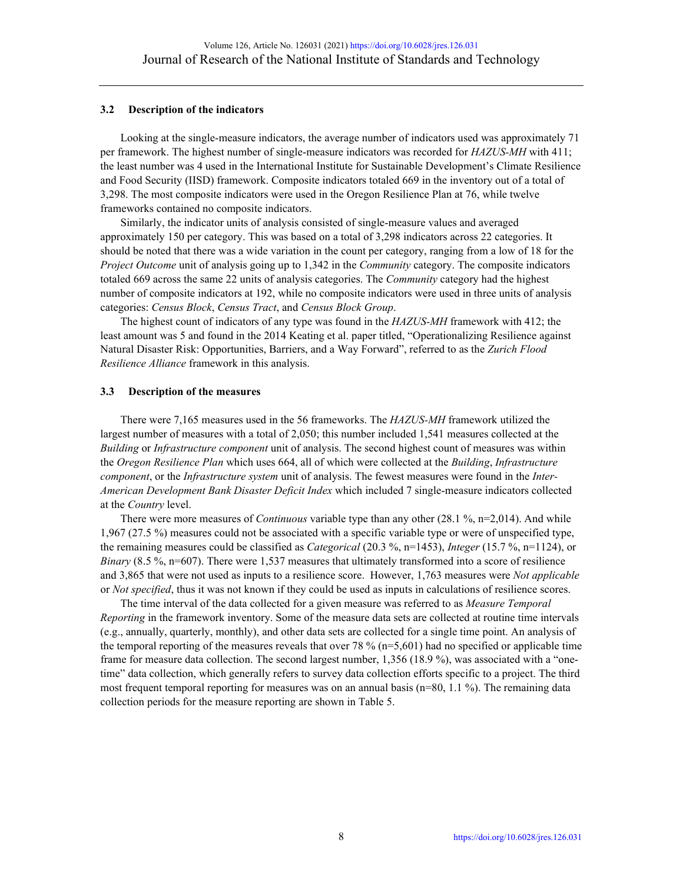### 3.2 Description of the indicators

Looking at the single-measure indicators, the average number of indicators used was approximately 71 per framework. The highest number of single-measure indicators was recorded for *HAZUS-MH* with 411; the least number was 4 used in the International Institute for Sustainable Development's Climate Resilience and Food Security (IISD) framework. Composite indicators totaled 669 in the inventory out of a total of 3,298. The most composite indicators were used in the Oregon Resilience Plan at 76, while twelve frameworks contained no composite indicators.

Similarly, the indicator units of analysis consisted of single-measure values and averaged approximately 150 per category. This was based on a total of 3,298 indicators across 22 categories. It should be noted that there was a wide variation in the count per category, ranging from a low of 18 for the *Project Outcome* unit of analysis going up to 1,342 in the *Community* category. The composite indicators totaled 669 across the same 22 units of analysis categories. The *Community* category had the highest number of composite indicators at 192, while no composite indicators were used in three units of analysis categories: *Census Block*, *Census Tract*, and *Census Block Group*.

The highest count of indicators of any type was found in the *HAZUS-MH* framework with 412; the least amount was 5 and found in the 2014 Keating et al. paper titled, "Operationalizing Resilience against Natural Disaster Risk: Opportunities, Barriers, and a Way Forward", referred to as the *Zurich Flood Resilience Alliance* framework in this analysis.

### 3.3 Description of the measures

There were 7,165 measures used in the 56 frameworks. The *HAZUS-MH* framework utilized the largest number of measures with a total of 2,050; this number included 1,541 measures collected at the *Building* or *Infrastructure component* unit of analysis. The second highest count of measures was within the *Oregon Resilience Plan* which uses 664, all of which were collected at the *Building*, *Infrastructure component*, or the *Infrastructure system* unit of analysis. The fewest measures were found in the *Inter-American Development Bank Disaster Deficit Index* which included 7 single-measure indicators collected at the *Country* level.

There were more measures of *Continuous* variable type than any other (28.1 %, n=2,014). And while 1,967 (27.5 %) measures could not be associated with a specific variable type or were of unspecified type, the remaining measures could be classified as *Categorical* (20.3 %, n=1453), *Integer* (15.7 %, n=1124), or *Binary* (8.5 %, n=607). There were 1,537 measures that ultimately transformed into a score of resilience and 3,865 that were not used as inputs to a resilience score. However, 1,763 measures were *Not applicable* or *Not specified*, thus it was not known if they could be used as inputs in calculations of resilience scores.

The time interval of the data collected for a given measure was referred to as *Measure Temporal Reporting* in the framework inventory. Some of the measure data sets are collected at routine time intervals (e.g., annually, quarterly, monthly), and other data sets are collected for a single time point. An analysis of the temporal reporting of the measures reveals that over 78 % (n=5,601) had no specified or applicable time frame for measure data collection. The second largest number, 1,356 (18.9 %), was associated with a "one-time" data collection, which generally refers to survey data collection efforts specific to a project. The third most frequent temporal reporting for measures was on an annual basis (n=80, 1.1 %). The remaining data collection periods for the measure reporting are shown in Table 5.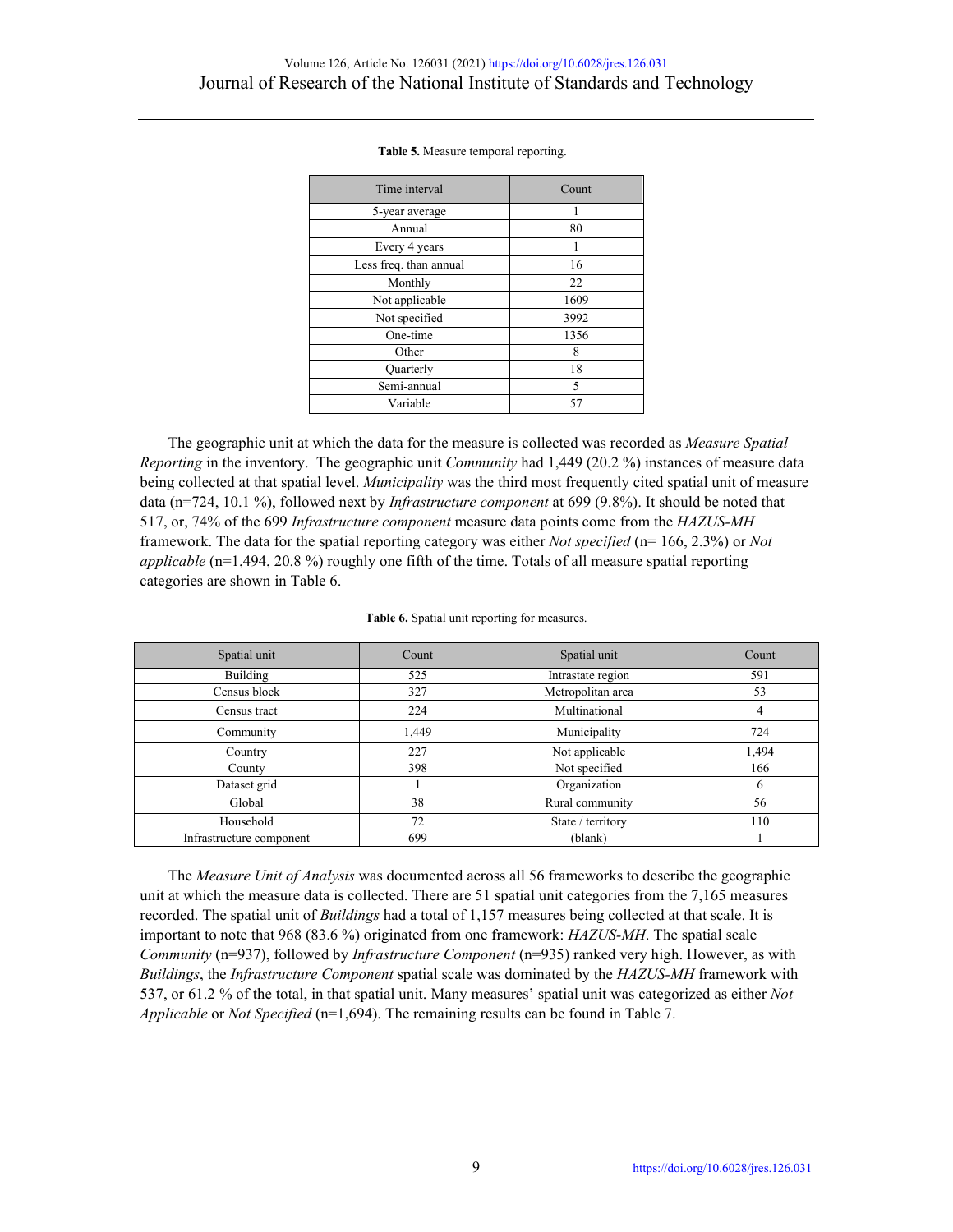**Table 5.** Measure temporal reporting.

| Time interval | Count |
|---|---|
| 5-year average | 1 |
| Annual | 80 |
| Every 4 years | 1 |
| Less freq. than annual | 16 |
| Monthly | 22 |
| Not applicable | 1609 |
| Not specified | 3992 |
| One-time | 1356 |
| Other | 8 |
| Quarterly | 18 |
| Semi-annual | 5 |
| Variable | 57 |

The geographic unit at which the data for the measure is collected was recorded as *Measure Spatial Reporting* in the inventory. The geographic unit *Community* had 1,449 (20.2 %) instances of measure data being collected at that spatial level. *Municipality* was the third most frequently cited spatial unit of measure data (n=724, 10.1 %), followed next by *Infrastructure component* at 699 (9.8%). It should be noted that 517, or, 74% of the 699 *Infrastructure component* measure data points come from the *HAZUS-MH* framework. The data for the spatial reporting category was either *Not specified* (n= 166, 2.3%) or *Not applicable* (n=1,494, 20.8 %) roughly one fifth of the time. Totals of all measure spatial reporting categories are shown in Table 6.

**Table 6.** Spatial unit reporting for measures.

| Spatial unit | Count | Spatial unit | Count |
|---|---|---|---|
| Building | 525 | Intrastate region | 591 |
| Census block | 327 | Metropolitan area | 53 |
| Census tract | 224 | Multinational | 4 |
| Community | 1,449 | Municipality | 724 |
| Country | 227 | Not applicable | 1,494 |
| County | 398 | Not specified | 166 |
| Dataset grid | 1 | Organization | 6 |
| Global | 38 | Rural community | 56 |
| Household | 72 | State / territory | 110 |
| Infrastructure component | 699 | (blank) | 1 |

The *Measure Unit of Analysis* was documented across all 56 frameworks to describe the geographic unit at which the measure data is collected. There are 51 spatial unit categories from the 7,165 measures recorded. The spatial unit of *Buildings* had a total of 1,157 measures being collected at that scale. It is important to note that 968 (83.6 %) originated from one framework: *HAZUS-MH*. The spatial scale *Community* (n=937), followed by *Infrastructure Component* (n=935) ranked very high. However, as with *Buildings*, the *Infrastructure Component* spatial scale was dominated by the *HAZUS-MH* framework with 537, or 61.2 % of the total, in that spatial unit. Many measures' spatial unit was categorized as either *Not Applicable* or *Not Specified* (n=1,694). The remaining results can be found in Table 7.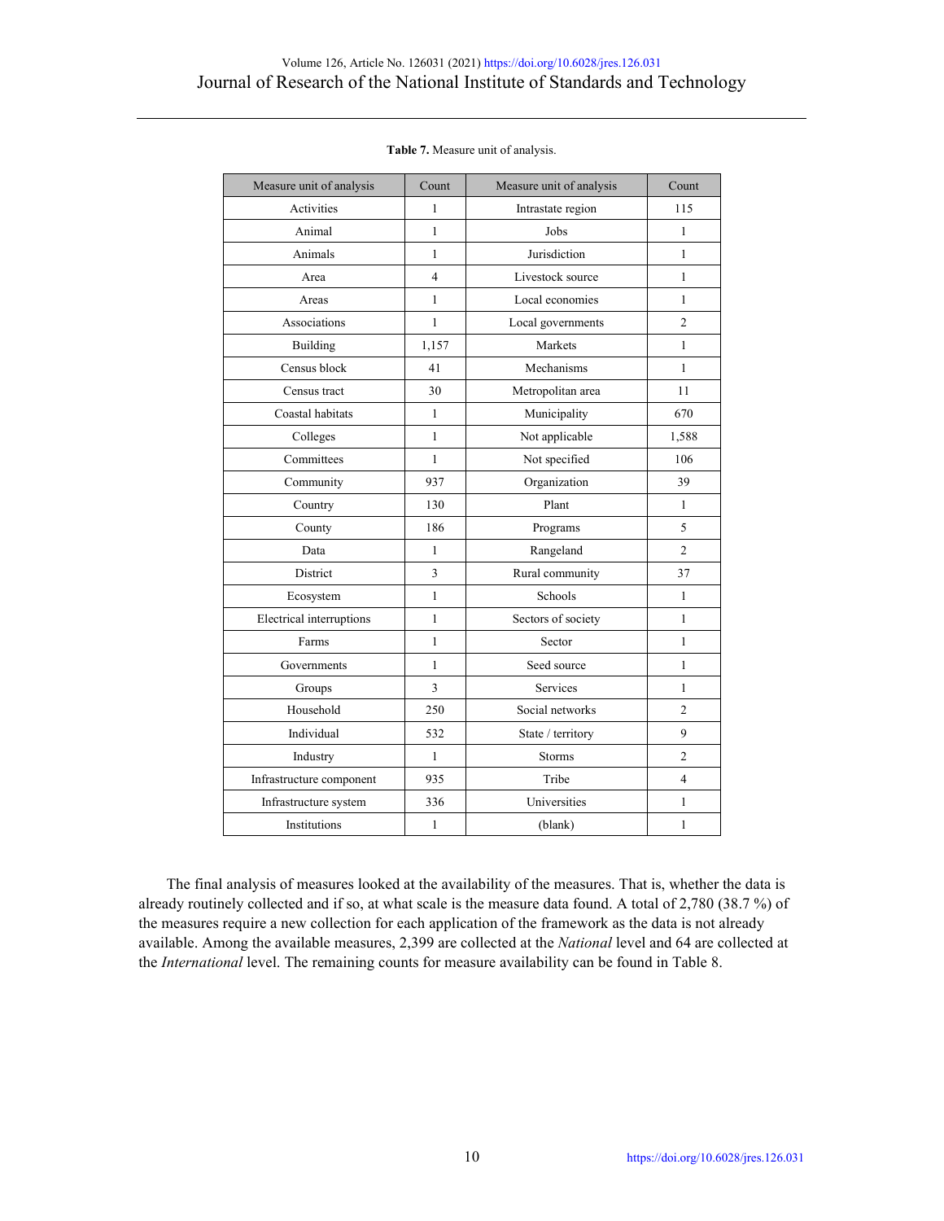**Table 7.** Measure unit of analysis.

| Measure unit of analysis | Count | Measure unit of analysis | Count |
|---|---|---|---|
| Activities | 1 | Intrastate region | 115 |
| Animal | 1 | Jobs | 1 |
| Animals | 1 | Jurisdiction | 1 |
| Area | 4 | Livestock source | 1 |
| Areas | 1 | Local economies | 1 |
| Associations | 1 | Local governments | 2 |
| Building | 1,157 | Markets | 1 |
| Census block | 41 | Mechanisms | 1 |
| Census tract | 30 | Metropolitan area | 11 |
| Coastal habitats | 1 | Municipality | 670 |
| Colleges | 1 | Not applicable | 1,588 |
| Committees | 1 | Not specified | 106 |
| Community | 937 | Organization | 39 |
| Country | 130 | Plant | 1 |
| County | 186 | Programs | 5 |
| Data | 1 | Rangeland | 2 |
| District | 3 | Rural community | 37 |
| Ecosystem | 1 | Schools | 1 |
| Electrical interruptions | 1 | Sectors of society | 1 |
| Farms | 1 | Sector | 1 |
| Governments | 1 | Seed source | 1 |
| Groups | 3 | Services | 1 |
| Household | 250 | Social networks | 2 |
| Individual | 532 | State / territory | 9 |
| Industry | 1 | Storms | 2 |
| Infrastructure component | 935 | Tribe | 4 |
| Infrastructure system | 336 | Universities | 1 |
| Institutions | 1 | (blank) | 1 |

The final analysis of measures looked at the availability of the measures. That is, whether the data is already routinely collected and if so, at what scale is the measure data found. A total of 2,780 (38.7 %) of the measures require a new collection for each application of the framework as the data is not already available. Among the available measures, 2,399 are collected at the *National* level and 64 are collected at the *International* level. The remaining counts for measure availability can be found in Table 8.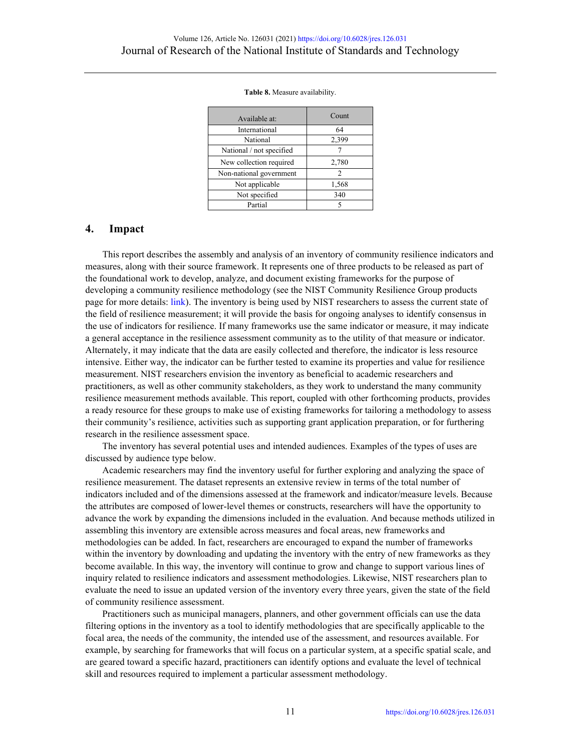**Table 8.** Measure availability.

| Available at: | Count |
|---|---|
| International | 64 |
| National | 2,399 |
| National / not specified | 7 |
| New collection required | 2,780 |
| Non-national government | 2 |
| Not applicable | 1,568 |
| Not specified | 340 |
| Partial | 5 |

## 4. Impact

This report describes the assembly and analysis of an inventory of community resilience indicators and measures, along with their source framework. It represents one of three products to be released as part of the foundational work to develop, analyze, and document existing frameworks for the purpose of developing a community resilience methodology (see the NIST Community Resilience Group products page for more details: link). The inventory is being used by NIST researchers to assess the current state of the field of resilience measurement; it will provide the basis for ongoing analyses to identify consensus in the use of indicators for resilience. If many frameworks use the same indicator or measure, it may indicate a general acceptance in the resilience assessment community as to the utility of that measure or indicator. Alternately, it may indicate that the data are easily collected and therefore, the indicator is less resource intensive. Either way, the indicator can be further tested to examine its properties and value for resilience measurement. NIST researchers envision the inventory as beneficial to academic researchers and practitioners, as well as other community stakeholders, as they work to understand the many community resilience measurement methods available. This report, coupled with other forthcoming products, provides a ready resource for these groups to make use of existing frameworks for tailoring a methodology to assess their community's resilience, activities such as supporting grant application preparation, or for furthering research in the resilience assessment space.

The inventory has several potential uses and intended audiences. Examples of the types of uses are discussed by audience type below.

Academic researchers may find the inventory useful for further exploring and analyzing the space of resilience measurement. The dataset represents an extensive review in terms of the total number of indicators included and of the dimensions assessed at the framework and indicator/measure levels. Because the attributes are composed of lower-level themes or constructs, researchers will have the opportunity to advance the work by expanding the dimensions included in the evaluation. And because methods utilized in assembling this inventory are extensible across measures and focal areas, new frameworks and methodologies can be added. In fact, researchers are encouraged to expand the number of frameworks within the inventory by downloading and updating the inventory with the entry of new frameworks as they become available. In this way, the inventory will continue to grow and change to support various lines of inquiry related to resilience indicators and assessment methodologies. Likewise, NIST researchers plan to evaluate the need to issue an updated version of the inventory every three years, given the state of the field of community resilience assessment.

Practitioners such as municipal managers, planners, and other government officials can use the data filtering options in the inventory as a tool to identify methodologies that are specifically applicable to the focal area, the needs of the community, the intended use of the assessment, and resources available. For example, by searching for frameworks that will focus on a particular system, at a specific spatial scale, and are geared toward a specific hazard, practitioners can identify options and evaluate the level of technical skill and resources required to implement a particular assessment methodology.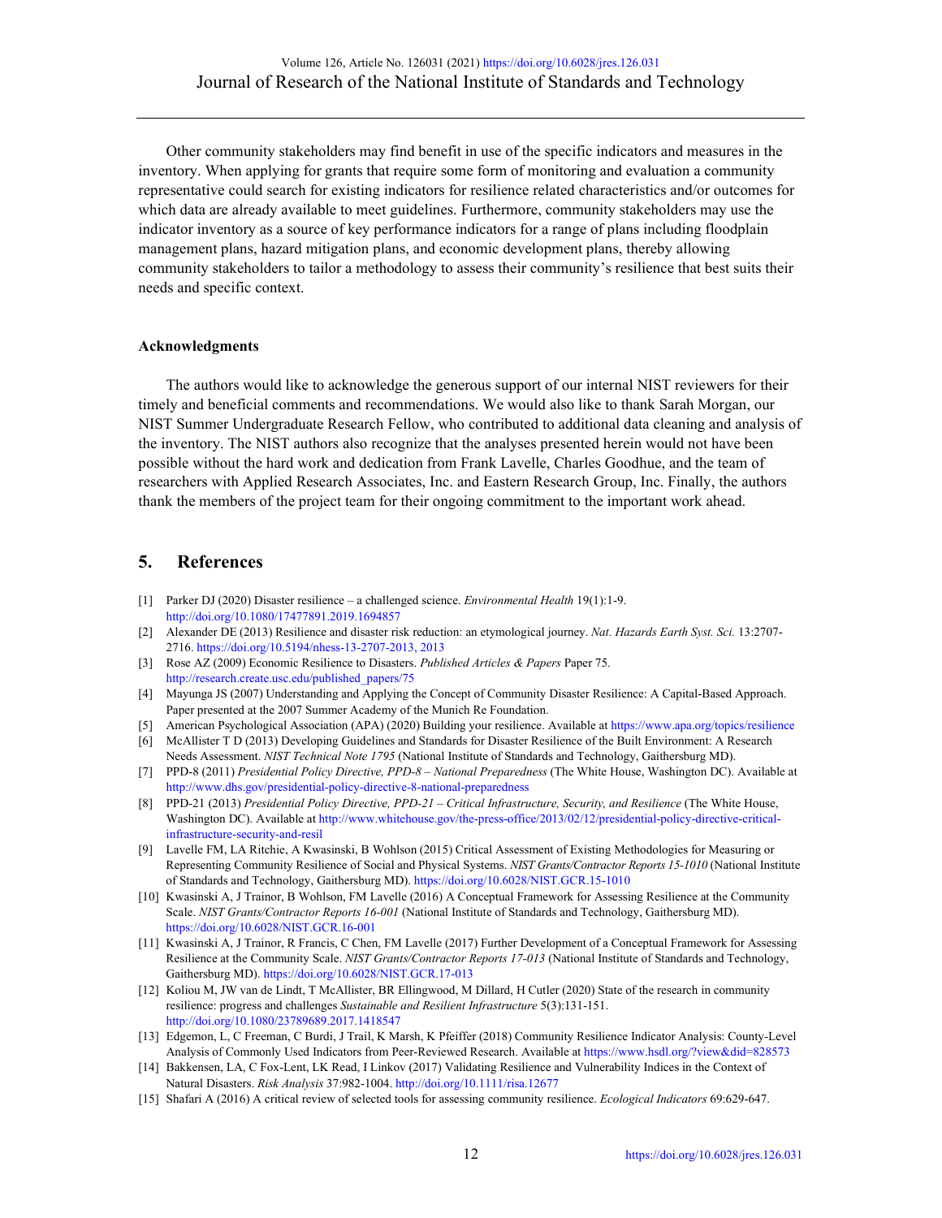Other community stakeholders may find benefit in use of the specific indicators and measures in the inventory. When applying for grants that require some form of monitoring and evaluation a community representative could search for existing indicators for resilience related characteristics and/or outcomes for which data are already available to meet guidelines. Furthermore, community stakeholders may use the indicator inventory as a source of key performance indicators for a range of plans including floodplain management plans, hazard mitigation plans, and economic development plans, thereby allowing community stakeholders to tailor a methodology to assess their community's resilience that best suits their needs and specific context.

**Acknowledgments**

The authors would like to acknowledge the generous support of our internal NIST reviewers for their timely and beneficial comments and recommendations. We would also like to thank Sarah Morgan, our NIST Summer Undergraduate Research Fellow, who contributed to additional data cleaning and analysis of the inventory. The NIST authors also recognize that the analyses presented herein would not have been possible without the hard work and dedication from Frank Lavelle, Charles Goodhue, and the team of researchers with Applied Research Associates, Inc. and Eastern Research Group, Inc. Finally, the authors thank the members of the project team for their ongoing commitment to the important work ahead.

## 5. References

[1] Parker DJ (2020) Disaster resilience – a challenged science. *Environmental Health* 19(1):1-9. http://doi.org/10.1080/17477891.2019.1694857

[2] Alexander DE (2013) Resilience and disaster risk reduction: an etymological journey. *Nat. Hazards Earth Syst. Sci.* 13:2707-2716. https://doi.org/10.5194/nhess-13-2707-2013, 2013

[3] Rose AZ (2009) Economic Resilience to Disasters. *Published Articles & Papers* Paper 75. http://research.create.usc.edu/published_papers/75

[4] Mayunga JS (2007) Understanding and Applying the Concept of Community Disaster Resilience: A Capital-Based Approach. Paper presented at the 2007 Summer Academy of the Munich Re Foundation.

[5] American Psychological Association (APA) (2020) Building your resilience. Available at https://www.apa.org/topics/resilience

[6] McAllister T D (2013) Developing Guidelines and Standards for Disaster Resilience of the Built Environment: A Research Needs Assessment. *NIST Technical Note 1795* (National Institute of Standards and Technology, Gaithersburg MD).

[7] PPD-8 (2011) *Presidential Policy Directive, PPD-8 – National Preparedness* (The White House, Washington DC). Available at http://www.dhs.gov/presidential-policy-directive-8-national-preparedness

[8] PPD-21 (2013) *Presidential Policy Directive, PPD-21 – Critical Infrastructure, Security, and Resilience* (The White House, Washington DC). Available at http://www.whitehouse.gov/the-press-office/2013/02/12/presidential-policy-directive-critical-infrastructure-security-and-resil

[9] Lavelle FM, LA Ritchie, A Kwasinski, B Wohlson (2015) Critical Assessment of Existing Methodologies for Measuring or Representing Community Resilience of Social and Physical Systems. *NIST Grants/Contractor Reports 15-1010* (National Institute of Standards and Technology, Gaithersburg MD). https://doi.org/10.6028/NIST.GCR.15-1010

[10] Kwasinski A, J Trainor, B Wohlson, FM Lavelle (2016) A Conceptual Framework for Assessing Resilience at the Community Scale. *NIST Grants/Contractor Reports 16-001* (National Institute of Standards and Technology, Gaithersburg MD). https://doi.org/10.6028/NIST.GCR.16-001

[11] Kwasinski A, J Trainor, R Francis, C Chen, FM Lavelle (2017) Further Development of a Conceptual Framework for Assessing Resilience at the Community Scale. *NIST Grants/Contractor Reports 17-013* (National Institute of Standards and Technology, Gaithersburg MD). https://doi.org/10.6028/NIST.GCR.17-013

[12] Koliou M, JW van de Lindt, T McAllister, BR Ellingwood, M Dillard, H Cutler (2020) State of the research in community resilience: progress and challenges *Sustainable and Resilient Infrastructure* 5(3):131-151. http://doi.org/10.1080/23789689.2017.1418547

[13] Edgemon, L, C Freeman, C Burdi, J Trail, K Marsh, K Pfeiffer (2018) Community Resilience Indicator Analysis: County-Level Analysis of Commonly Used Indicators from Peer-Reviewed Research. Available at https://www.hsdl.org/?view&did=828573

[14] Bakkensen, LA, C Fox-Lent, LK Read, I Linkov (2017) Validating Resilience and Vulnerability Indices in the Context of Natural Disasters. *Risk Analysis* 37:982-1004. http://doi.org/10.1111/risa.12677

[15] Shafari A (2016) A critical review of selected tools for assessing community resilience. *Ecological Indicators* 69:629-647.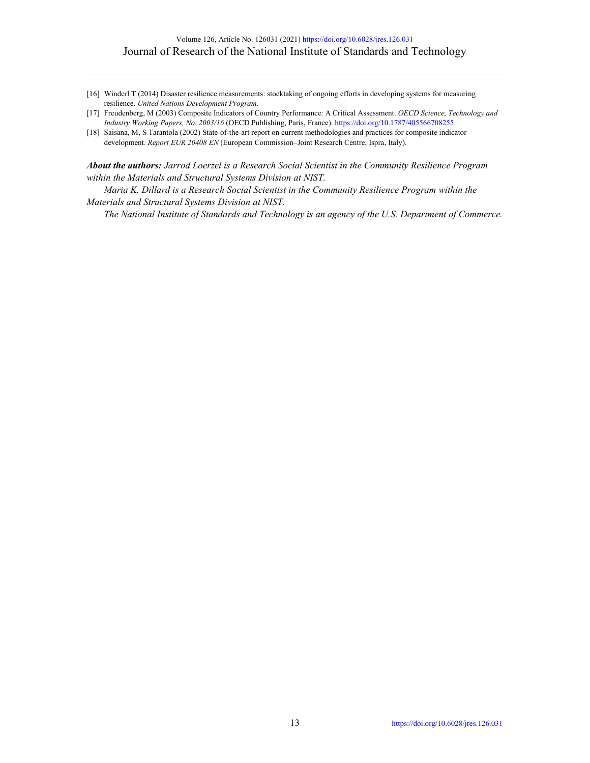[16] Winderl T (2014) Disaster resilience measurements: stocktaking of ongoing efforts in developing systems for measuring resilience. *United Nations Development Program*.

[17] Freudenberg, M (2003) Composite Indicators of Country Performance: A Critical Assessment. *OECD Science, Technology and Industry Working Papers, No. 2003/16* (OECD Publishing, Paris, France). https://doi.org/10.1787/405566708255

[18] Saisana, M, S Tarantola (2002) State-of-the-art report on current methodologies and practices for composite indicator development. *Report EUR 20408 EN* (European Commission–Joint Research Centre, Ispra, Italy).

***About the authors:*** *Jarrod Loerzel is a Research Social Scientist in the Community Resilience Program within the Materials and Structural Systems Division at NIST.*

*Maria K. Dillard is a Research Social Scientist in the Community Resilience Program within the Materials and Structural Systems Division at NIST.*

*The National Institute of Standards and Technology is an agency of the U.S. Department of Commerce.*